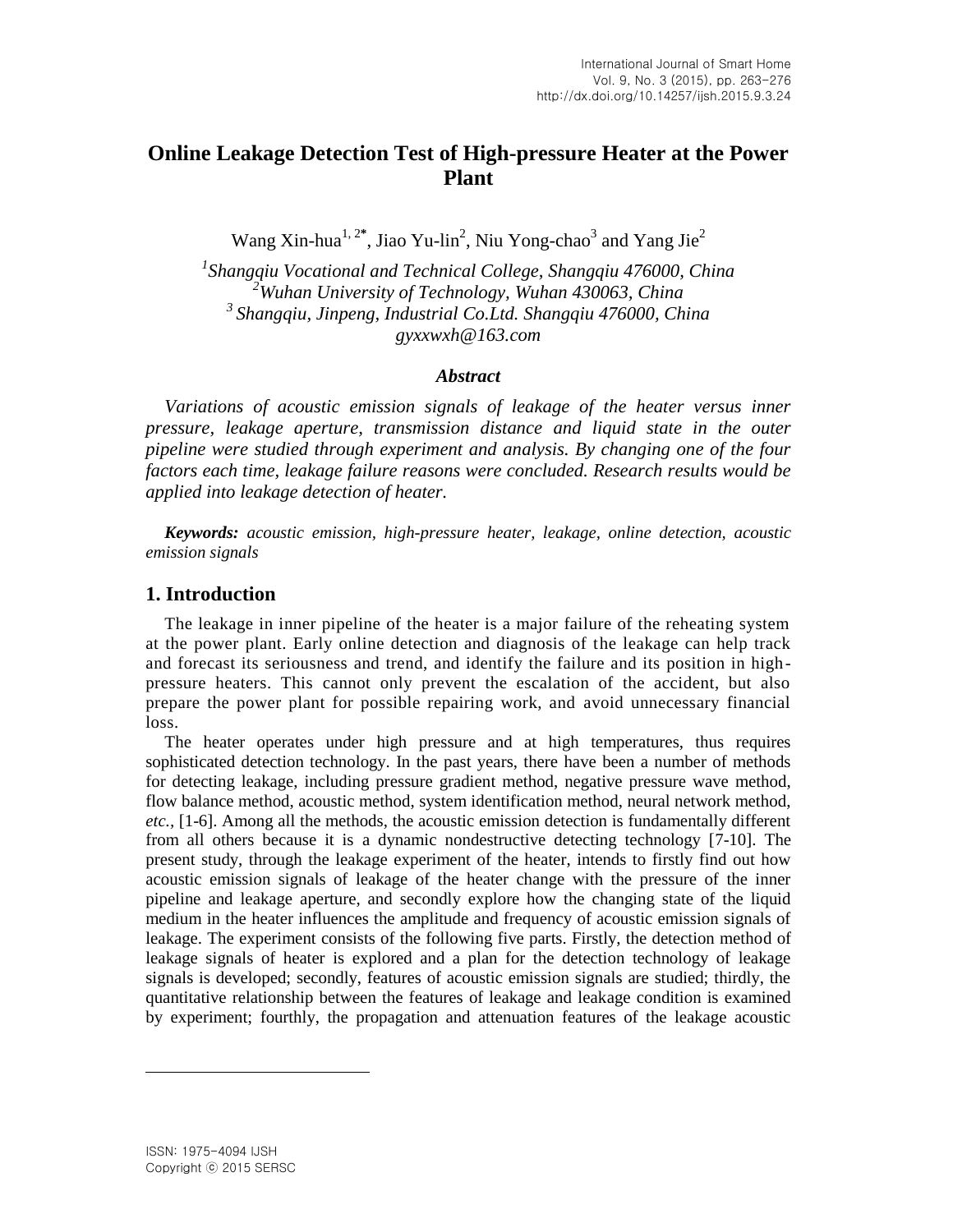# Online Leakage Detection Test of High-pressure Heater at the Power Plant

Wang Xin-hua[1, 2*], Jiao Yu-lin[2], Niu Yong-chao[3] and Yang Jie[2]

*[1]Shangqiu Vocational and Technical College, Shangqiu 476000, China*
*[2]Wuhan University of Technology, Wuhan 430063, China*
*[3] Shangqiu, Jinpeng, Industrial Co.Ltd. Shangqiu 476000, China*
*gyxxwxh@163.com*

### *Abstract*

*Variations of acoustic emission signals of leakage of the heater versus inner pressure, leakage aperture, transmission distance and liquid state in the outer pipeline were studied through experiment and analysis. By changing one of the four factors each time, leakage failure reasons were concluded. Research results would be applied into leakage detection of heater.*

***Keywords:*** *acoustic emission, high-pressure heater, leakage, online detection, acoustic emission signals*

## 1. Introduction

The leakage in inner pipeline of the heater is a major failure of the reheating system at the power plant. Early online detection and diagnosis of the leakage can help track and forecast its seriousness and trend, and identify the failure and its position in high-pressure heaters. This cannot only prevent the escalation of the accident, but also prepare the power plant for possible repairing work, and avoid unnecessary financial loss.

The heater operates under high pressure and at high temperatures, thus requires sophisticated detection technology. In the past years, there have been a number of methods for detecting leakage, including pressure gradient method, negative pressure wave method, flow balance method, acoustic method, system identification method, neural network method, *etc.,* [1-6]. Among all the methods, the acoustic emission detection is fundamentally different from all others because it is a dynamic nondestructive detecting technology [7-10]. The present study, through the leakage experiment of the heater, intends to firstly find out how acoustic emission signals of leakage of the heater change with the pressure of the inner pipeline and leakage aperture, and secondly explore how the changing state of the liquid medium in the heater influences the amplitude and frequency of acoustic emission signals of leakage. The experiment consists of the following five parts. Firstly, the detection method of leakage signals of heater is explored and a plan for the detection technology of leakage signals is developed; secondly, features of acoustic emission signals are studied; thirdly, the quantitative relationship between the features of leakage and leakage condition is examined by experiment; fourthly, the propagation and attenuation features of the leakage acoustic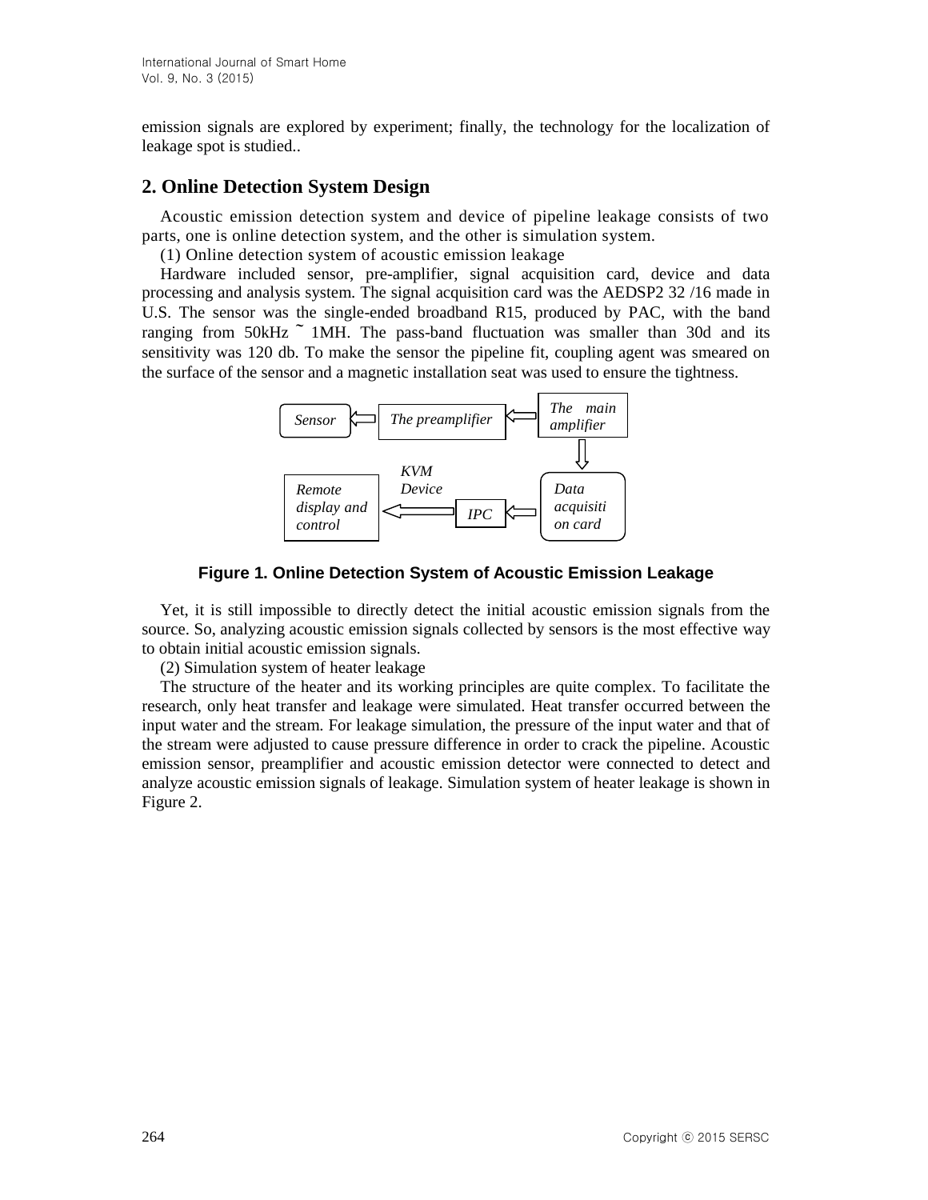emission signals are explored by experiment; finally, the technology for the localization of leakage spot is studied..

## 2. Online Detection System Design

Acoustic emission detection system and device of pipeline leakage consists of two parts, one is online detection system, and the other is simulation system.

(1) Online detection system of acoustic emission leakage

Hardware included sensor, pre-amplifier, signal acquisition card, device and data processing and analysis system. The signal acquisition card was the AEDSP2 32 /16 made in U.S. The sensor was the single-ended broadband R15, produced by PAC, with the band ranging from 50kHz ~ 1MH. The pass-band fluctuation was smaller than 30d and its sensitivity was 120 db. To make the sensor the pipeline fit, coupling agent was smeared on the surface of the sensor and a magnetic installation seat was used to ensure the tightness.

*Sensor* ⇐ *The preamplifier* ⇐ *The main amplifier* ⇓ *Data acquisition card* ⇒ *IPC* ⇒ *KVM Device* ⇒ *Remote display and control*

**Figure 1. Online Detection System of Acoustic Emission Leakage**

Yet, it is still impossible to directly detect the initial acoustic emission signals from the source. So, analyzing acoustic emission signals collected by sensors is the most effective way to obtain initial acoustic emission signals.

(2) Simulation system of heater leakage

The structure of the heater and its working principles are quite complex. To facilitate the research, only heat transfer and leakage were simulated. Heat transfer occurred between the input water and the stream. For leakage simulation, the pressure of the input water and that of the stream were adjusted to cause pressure difference in order to crack the pipeline. Acoustic emission sensor, preamplifier and acoustic emission detector were connected to detect and analyze acoustic emission signals of leakage. Simulation system of heater leakage is shown in Figure 2.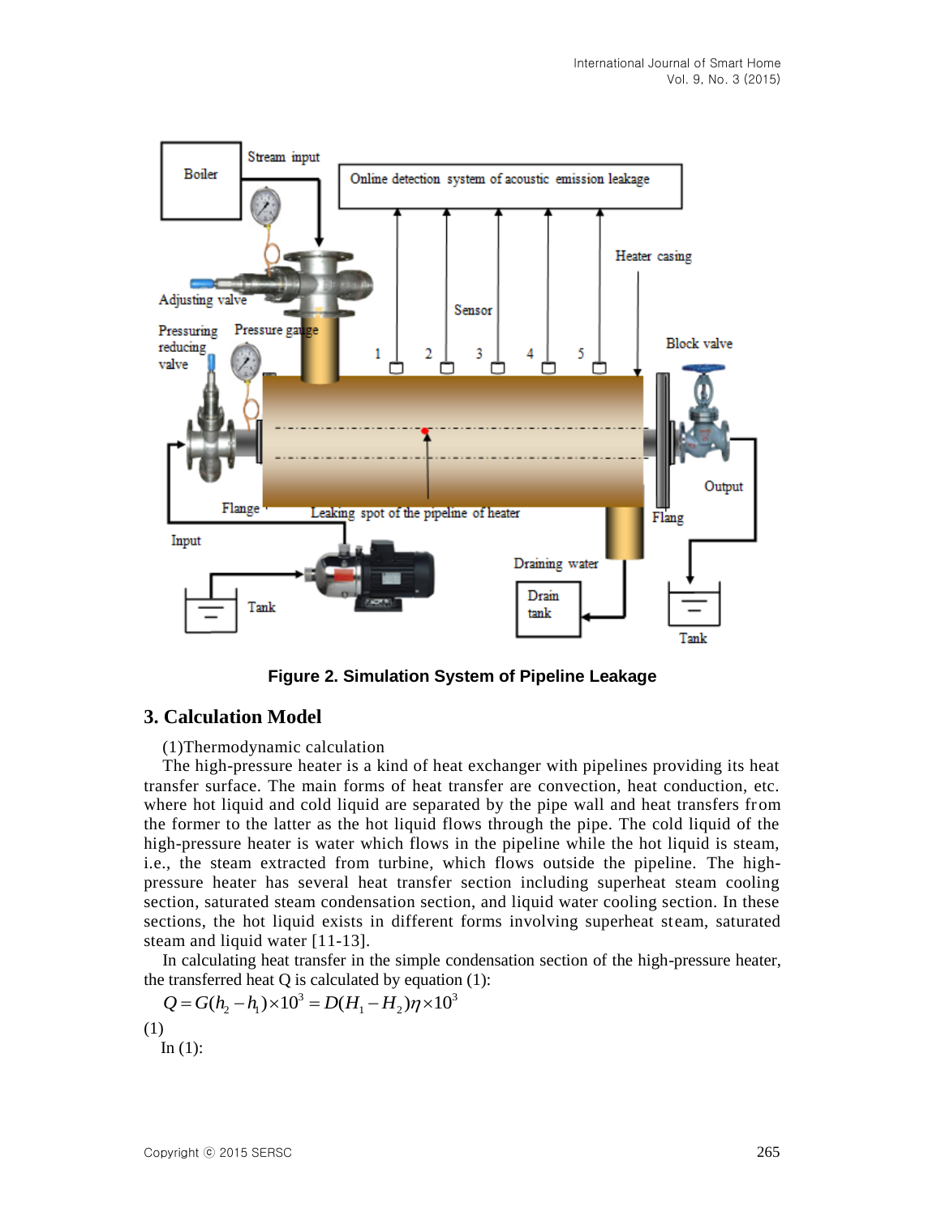Figure 2. Simulation System of Pipeline Leakage

## 3. Calculation Model

(1)Thermodynamic calculation

The high-pressure heater is a kind of heat exchanger with pipelines providing its heat transfer surface. The main forms of heat transfer are convection, heat conduction, etc. where hot liquid and cold liquid are separated by the pipe wall and heat transfers from the former to the latter as the hot liquid flows through the pipe. The cold liquid of the high-pressure heater is water which flows in the pipeline while the hot liquid is steam, i.e., the steam extracted from turbine, which flows outside the pipeline. The high-pressure heater has several heat transfer section including superheat steam cooling section, saturated steam condensation section, and liquid water cooling section. In these sections, the hot liquid exists in different forms involving superheat steam, saturated steam and liquid water [11-13].

In calculating heat transfer in the simple condensation section of the high-pressure heater, the transferred heat Q is calculated by equation (1):

$$Q = G(h_2 - h_1)\times 10^3 = D(H_1 - H_2)\eta \times 10^3 \tag{1}$$

In (1):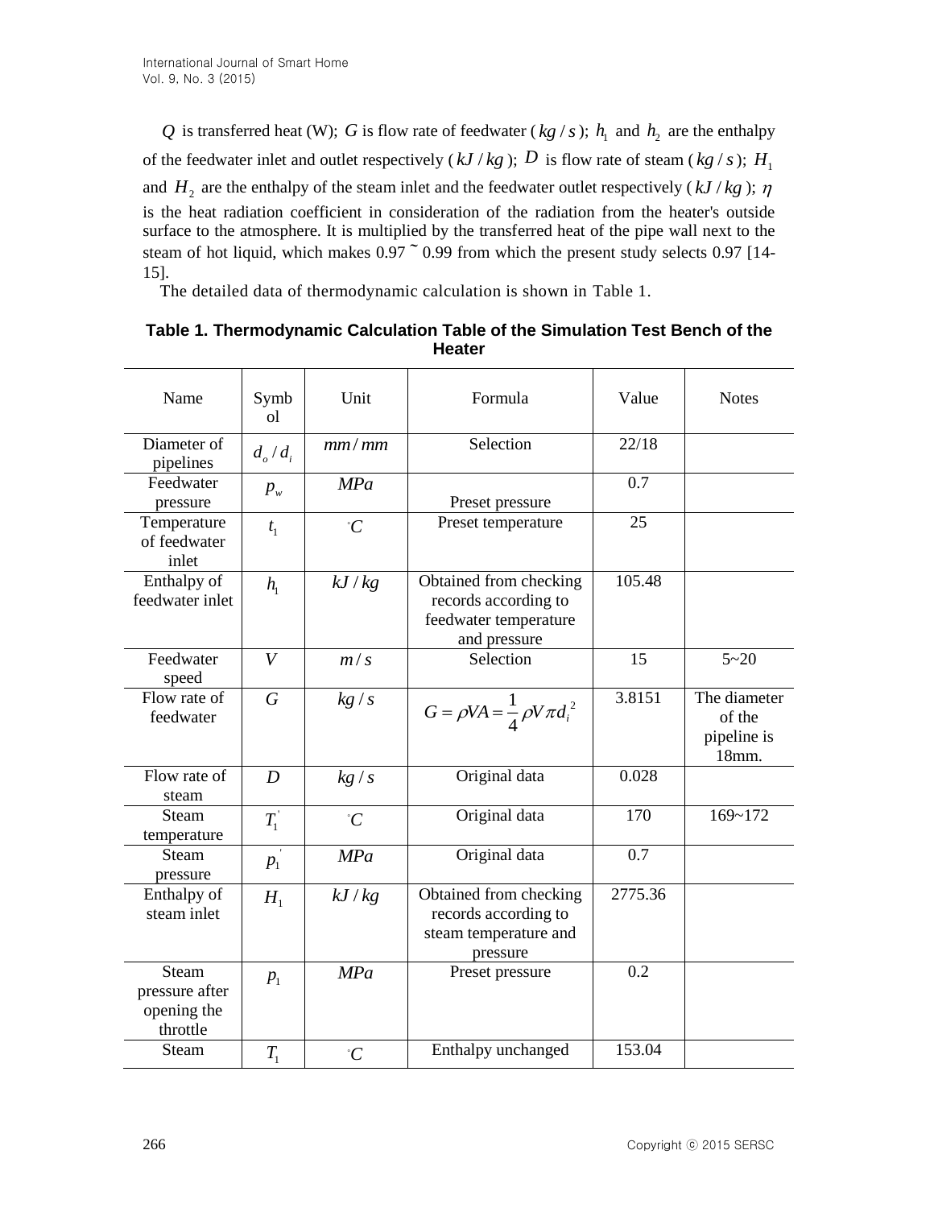$Q$ is transferred heat (W); $G$ is flow rate of feedwater ( $kg/s$ ); $h_1$ and $h_2$ are the enthalpy of the feedwater inlet and outlet respectively ( $kJ/kg$ ); $D$ is flow rate of steam ( $kg/s$ ); $H_1$ and $H_2$ are the enthalpy of the steam inlet and the feedwater outlet respectively ( $kJ/kg$ ); $\eta$ is the heat radiation coefficient in consideration of the radiation from the heater's outside surface to the atmosphere. It is multiplied by the transferred heat of the pipe wall next to the steam of hot liquid, which makes 0.97 ~ 0.99 from which the present study selects 0.97 [14-15].

The detailed data of thermodynamic calculation is shown in Table 1.

**Table 1. Thermodynamic Calculation Table of the Simulation Test Bench of the Heater**

| Name | Symbol | Unit | Formula | Value | Notes |
|---|---|---|---|---|---|
| Diameter of pipelines | $d_o/d_i$ | $mm/mm$ | Selection | 22/18 | |
| Feedwater pressure | $p_w$ | $MPa$ | Preset pressure | 0.7 | |
| Temperature of feedwater inlet | $t_1$ | $^\circ C$ | Preset temperature | 25 | |
| Enthalpy of feedwater inlet | $h_1$ | $kJ/kg$ | Obtained from checking records according to feedwater temperature and pressure | 105.48 | |
| Feedwater speed | $V$ | $m/s$ | Selection | 15 | 5~20 |
| Flow rate of feedwater | $G$ | $kg/s$ | $G = \rho VA = \frac{1}{4}\rho V \pi d_i^2$ | 3.8151 | The diameter of the pipeline is 18mm. |
| Flow rate of steam | $D$ | $kg/s$ | Original data | 0.028 | |
| Steam temperature | $T_1^{'}$ | $^\circ C$ | Original data | 170 | 169~172 |
| Steam pressure | $p_1^{'}$ | $MPa$ | Original data | 0.7 | |
| Enthalpy of steam inlet | $H_1$ | $kJ/kg$ | Obtained from checking records according to steam temperature and pressure | 2775.36 | |
| Steam pressure after opening the throttle | $p_1$ | $MPa$ | Preset pressure | 0.2 | |
| Steam | $T_1$ | $^\circ C$ | Enthalpy unchanged | 153.04 | |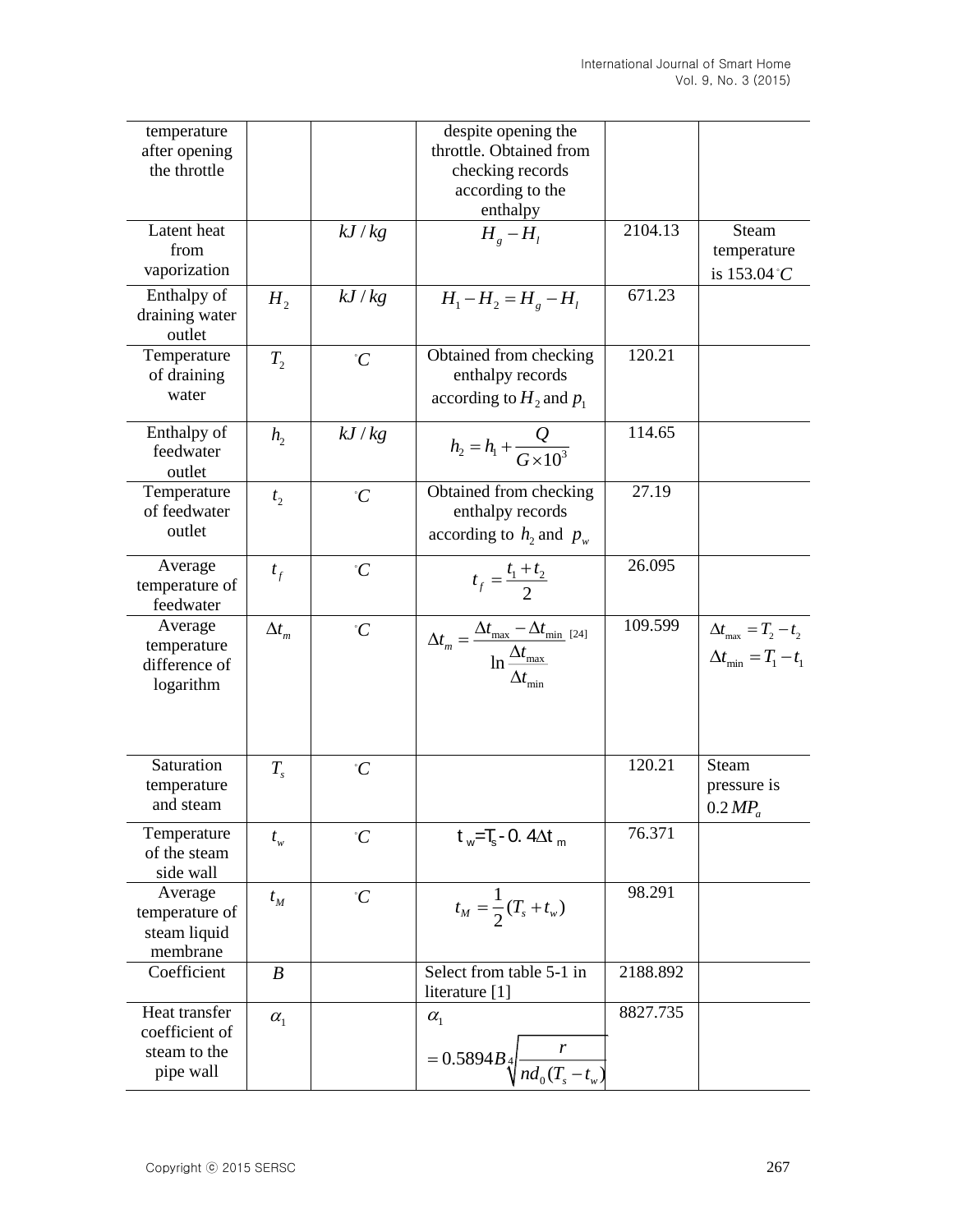| temperature after opening the throttle | | | despite opening the throttle. Obtained from checking records according to the enthalpy | | |
|---|---|---|---|---|---|
| Latent heat from vaporization | | $kJ/kg$ | $H_g - H_l$ | 2104.13 | Steam temperature is 153.04°$C$ |
| Enthalpy of draining water outlet | $H_2$ | $kJ/kg$ | $H_1 - H_2 = H_g - H_l$ | 671.23 | |
| Temperature of draining water | $T_2$ | °$C$ | Obtained from checking enthalpy records according to $H_2$ and $p_1$ | 120.21 | |
| Enthalpy of feedwater outlet | $h_2$ | $kJ/kg$ | $h_2 = h_1 + \frac{Q}{G \times 10^3}$ | 114.65 | |
| Temperature of feedwater outlet | $t_2$ | °$C$ | Obtained from checking enthalpy records according to $h_2$ and $p_w$ | 27.19 | |
| Average temperature of feedwater | $t_f$ | °$C$ | $t_f = \frac{t_1 + t_2}{2}$ | 26.095 | |
| Average temperature difference of logarithm | $\Delta t_m$ | °$C$ | $\Delta t_m = \frac{\Delta t_{max} - \Delta t_{min}}{\ln \frac{\Delta t_{max}}{\Delta t_{min}}}$ [24] | 109.599 | $\Delta t_{max} = T_2 - t_2$ $\Delta t_{min} = T_1 - t_1$ |
| Saturation temperature and steam | $T_s$ | °$C$ | | 120.21 | Steam pressure is 0.2 $MP_a$ |
| Temperature of the steam side wall | $t_w$ | °$C$ | $t_w = T_s - 0.4 \Delta t_m$ | 76.371 | |
| Average temperature of steam liquid membrane | $t_M$ | °$C$ | $t_M = \frac{1}{2}(T_s + t_w)$ | 98.291 | |
| Coefficient | $B$ | | Select from table 5-1 in literature [1] | 2188.892 | |
| Heat transfer coefficient of steam to the pipe wall | $\alpha_1$ | | $\alpha_1 = 0.5894 B \sqrt[4]{\frac{r}{n d_0 (T_s - t_w)}}$ | 8827.735 | |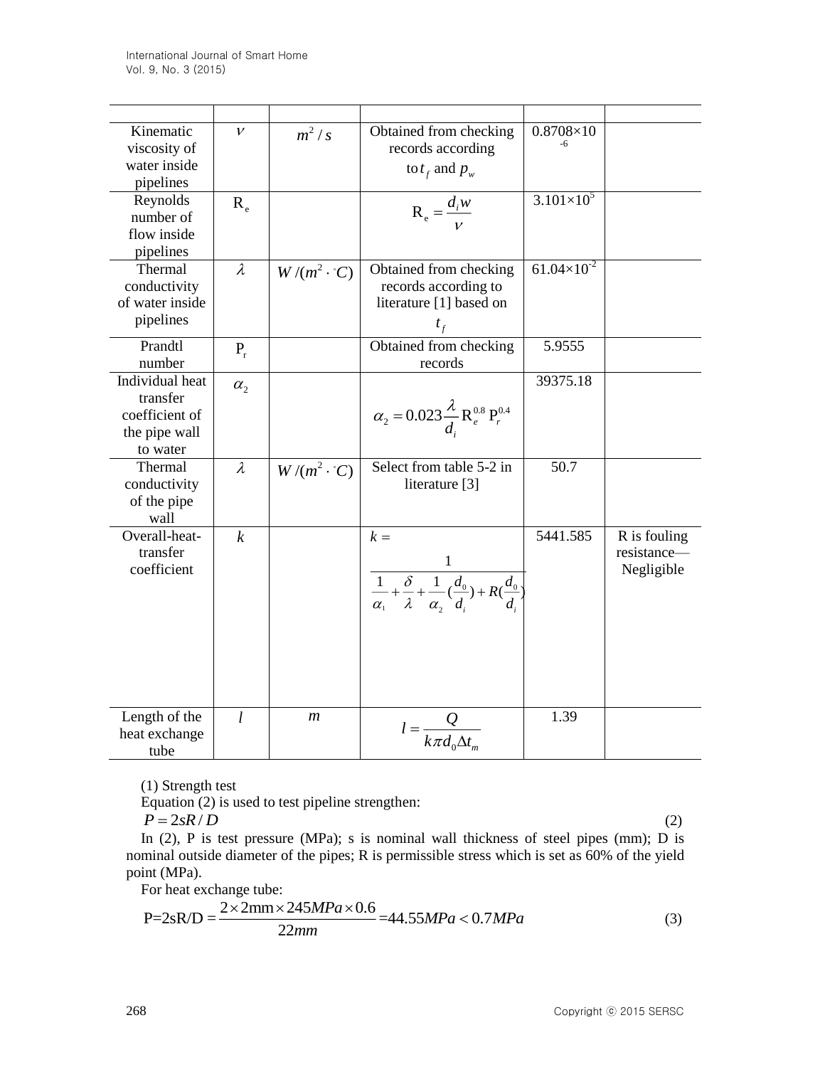| | | | | | |
|---|---|---|---|---|---|
| Kinematic viscosity of water inside pipelines | $\nu$ | $m^2/s$ | Obtained from checking records according to $t_f$ and $p_w$ | 0.8708×10^-6 | |
| Reynolds number of flow inside pipelines | $R_e$ | | $R_e = \frac{d_i w}{\nu}$ | $3.101\times10^5$ | |
| Thermal conductivity of water inside pipelines | $\lambda$ | $W/(m^2\cdot{}^\circ C)$ | Obtained from checking records according to literature [1] based on $t_f$ | $61.04\times10^{-2}$ | |
| Prandtl number | $P_r$ | | Obtained from checking records | 5.9555 | |
| Individual heat transfer coefficient of the pipe wall to water | $\alpha_2$ | | $\alpha_2 = 0.023\frac{\lambda}{d_i}R_e^{0.8}P_r^{0.4}$ | 39375.18 | |
| Thermal conductivity of the pipe wall | $\lambda$ | $W/(m^2\cdot{}^\circ C)$ | Select from table 5-2 in literature [3] | 50.7 | |
| Overall-heat-transfer coefficient | $k$ | | $k = \frac{1}{\frac{1}{\alpha_1}+\frac{\delta}{\lambda}+\frac{1}{\alpha_2}(\frac{d_0}{d_i})+R(\frac{d_0}{d_i})}$ | 5441.585 | R is fouling resistance—Negligible |
| Length of the heat exchange tube | $l$ | $m$ | $l = \frac{Q}{k\pi d_0 \Delta t_m}$ | 1.39 | |

(1) Strength test

Equation (2) is used to test pipeline strengthen:

$$P = 2sR/D \tag{2}$$

In (2), P is test pressure (MPa); s is nominal wall thickness of steel pipes (mm); D is nominal outside diameter of the pipes; R is permissible stress which is set as 60% of the yield point (MPa).

For heat exchange tube:

$$\text{P=2sR/D} = \frac{2\times 2\text{mm}\times 245MPa\times 0.6}{22mm} = 44.55MPa < 0.7MPa \tag{3}$$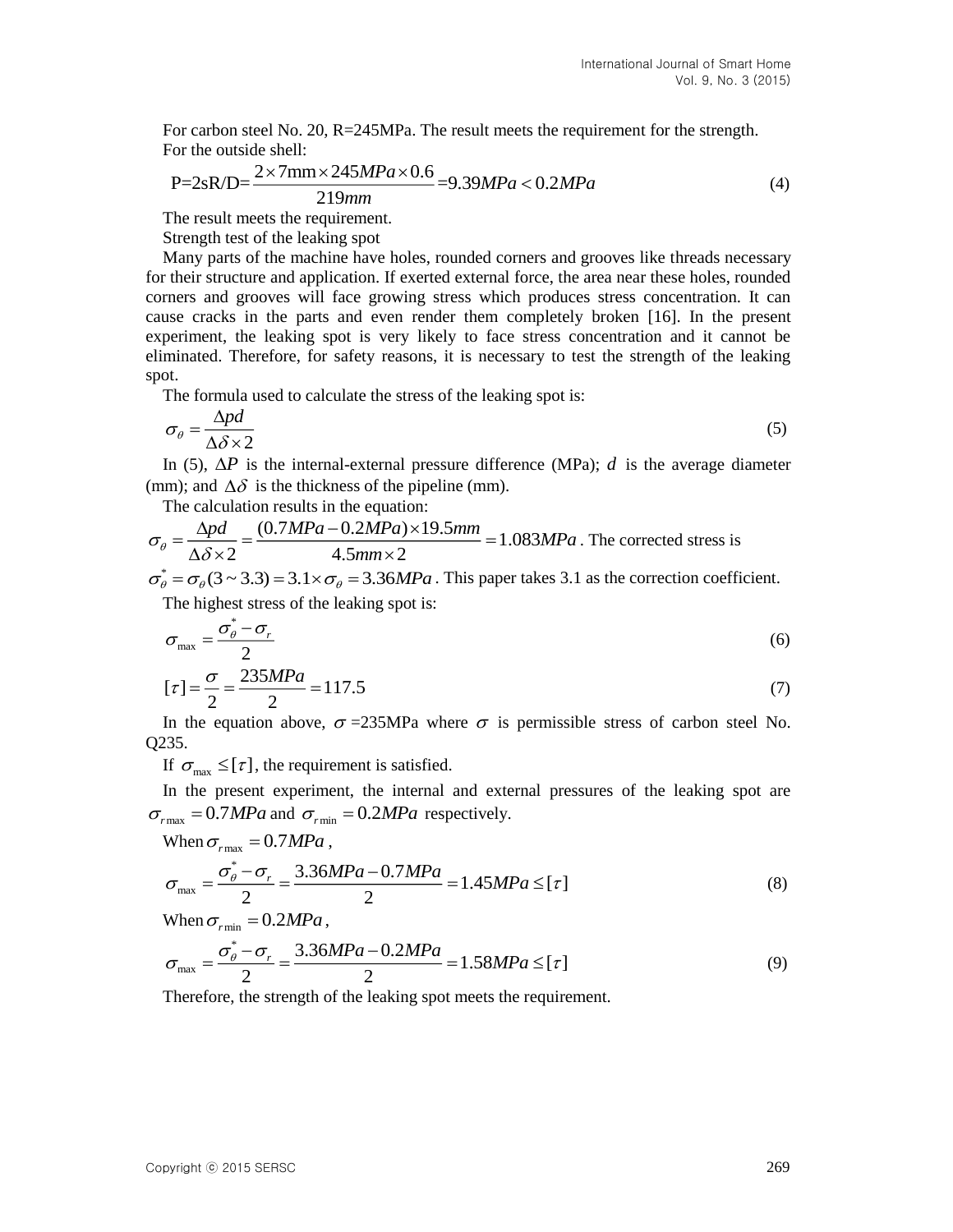For carbon steel No. 20, R=245MPa. The result meets the requirement for the strength.

For the outside shell:

$$\text{P=2sR/D=}\frac{2\times 7\text{mm}\times 245MPa\times 0.6}{219mm}\text{=9.39}MPa < 0.2MPa \tag{4}$$

The result meets the requirement.

Strength test of the leaking spot

Many parts of the machine have holes, rounded corners and grooves like threads necessary for their structure and application. If exerted external force, the area near these holes, rounded corners and grooves will face growing stress which produces stress concentration. It can cause cracks in the parts and even render them completely broken [16]. In the present experiment, the leaking spot is very likely to face stress concentration and it cannot be eliminated. Therefore, for safety reasons, it is necessary to test the strength of the leaking spot.

The formula used to calculate the stress of the leaking spot is:

$$\sigma_\theta = \frac{\Delta pd}{\Delta\delta\times 2} \tag{5}$$

In (5), $\Delta P$ is the internal-external pressure difference (MPa); $d$ is the average diameter (mm); and $\Delta\delta$ is the thickness of the pipeline (mm).

The calculation results in the equation:

$\sigma_\theta = \frac{\Delta pd}{\Delta\delta\times 2} = \frac{(0.7MPa-0.2MPa)\times 19.5mm}{4.5mm\times 2} = 1.083MPa$. The corrected stress is $\sigma_\theta^* = \sigma_\theta(3\sim 3.3) = 3.1\times\sigma_\theta = 3.36MPa$. This paper takes 3.1 as the correction coefficient.

The highest stress of the leaking spot is:

$$\sigma_{\max} = \frac{\sigma_\theta^* - \sigma_r}{2} \tag{6}$$

$$[\tau] = \frac{\sigma}{2} = \frac{235MPa}{2} = 117.5 \tag{7}$$

In the equation above, $\sigma$ =235MPa where $\sigma$ is permissible stress of carbon steel No. Q235.

If $\sigma_{\max} \le [\tau]$, the requirement is satisfied.

In the present experiment, the internal and external pressures of the leaking spot are $\sigma_{r\max} = 0.7MPa$ and $\sigma_{r\min} = 0.2MPa$ respectively.

When $\sigma_{r\max} = 0.7MPa$,

$$\sigma_{\max} = \frac{\sigma_\theta^* - \sigma_r}{2} = \frac{3.36MPa - 0.7MPa}{2} = 1.45MPa \le [\tau] \tag{8}$$

When $\sigma_{r\min} = 0.2MPa$,

$$\sigma_{\max} = \frac{\sigma_\theta^* - \sigma_r}{2} = \frac{3.36MPa - 0.2MPa}{2} = 1.58MPa \le [\tau] \tag{9}$$

Therefore, the strength of the leaking spot meets the requirement.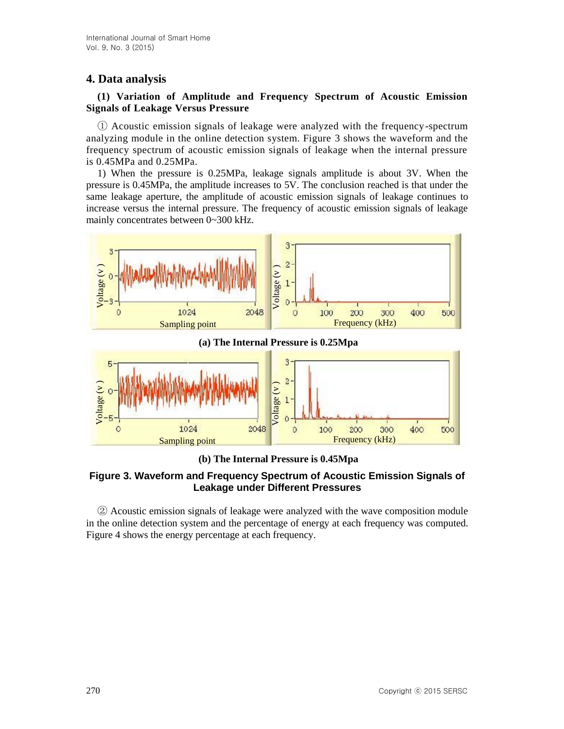## 4. Data analysis

**(1) Variation of Amplitude and Frequency Spectrum of Acoustic Emission Signals of Leakage Versus Pressure**

① Acoustic emission signals of leakage were analyzed with the frequency-spectrum analyzing module in the online detection system. Figure 3 shows the waveform and the frequency spectrum of acoustic emission signals of leakage when the internal pressure is 0.45MPa and 0.25MPa.

1) When the pressure is 0.25MPa, leakage signals amplitude is about 3V. When the pressure is 0.45MPa, the amplitude increases to 5V. The conclusion reached is that under the same leakage aperture, the amplitude of acoustic emission signals of leakage continues to increase versus the internal pressure. The frequency of acoustic emission signals of leakage mainly concentrates between 0~300 kHz.

**(a) The Internal Pressure is 0.25Mpa**

**(b) The Internal Pressure is 0.45Mpa**

**Figure 3. Waveform and Frequency Spectrum of Acoustic Emission Signals of Leakage under Different Pressures**

② Acoustic emission signals of leakage were analyzed with the wave composition module in the online detection system and the percentage of energy at each frequency was computed. Figure 4 shows the energy percentage at each frequency.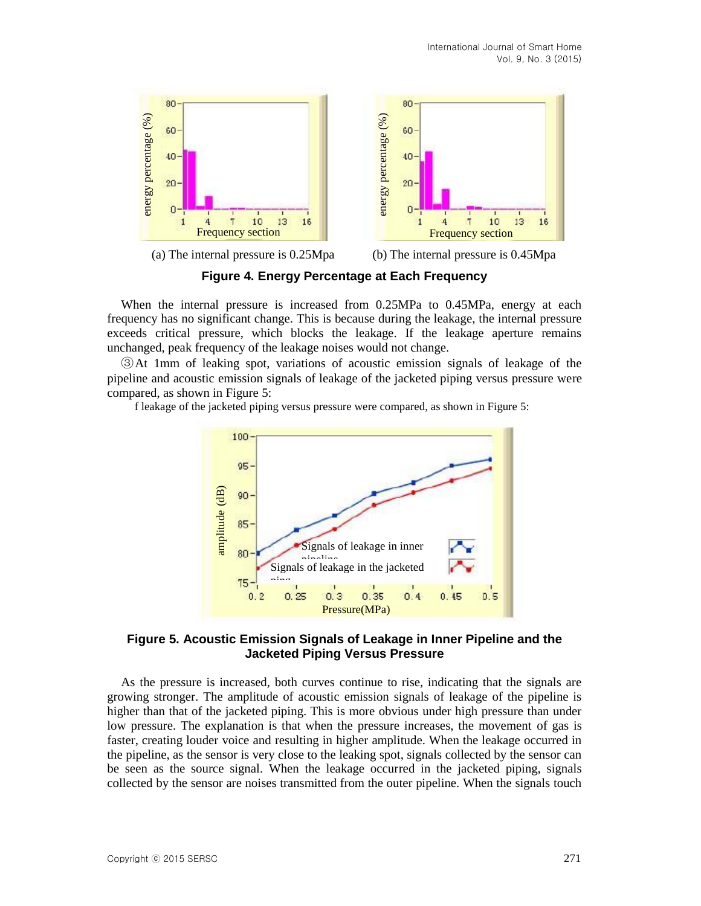(a) The internal pressure is 0.25Mpa (b) The internal pressure is 0.45Mpa

**Figure 4. Energy Percentage at Each Frequency**

When the internal pressure is increased from 0.25MPa to 0.45MPa, energy at each frequency has no significant change. This is because during the leakage, the internal pressure exceeds critical pressure, which blocks the leakage. If the leakage aperture remains unchanged, peak frequency of the leakage noises would not change.

③At 1mm of leaking spot, variations of acoustic emission signals of leakage of the pipeline and acoustic emission signals of leakage of the jacketed piping versus pressure were compared, as shown in Figure 5:

f leakage of the jacketed piping versus pressure were compared, as shown in Figure 5:

**Figure 5. Acoustic Emission Signals of Leakage in Inner Pipeline and the Jacketed Piping Versus Pressure**

As the pressure is increased, both curves continue to rise, indicating that the signals are growing stronger. The amplitude of acoustic emission signals of leakage of the pipeline is higher than that of the jacketed piping. This is more obvious under high pressure than under low pressure. The explanation is that when the pressure increases, the movement of gas is faster, creating louder voice and resulting in higher amplitude. When the leakage occurred in the pipeline, as the sensor is very close to the leaking spot, signals collected by the sensor can be seen as the source signal. When the leakage occurred in the jacketed piping, signals collected by the sensor are noises transmitted from the outer pipeline. When the signals touch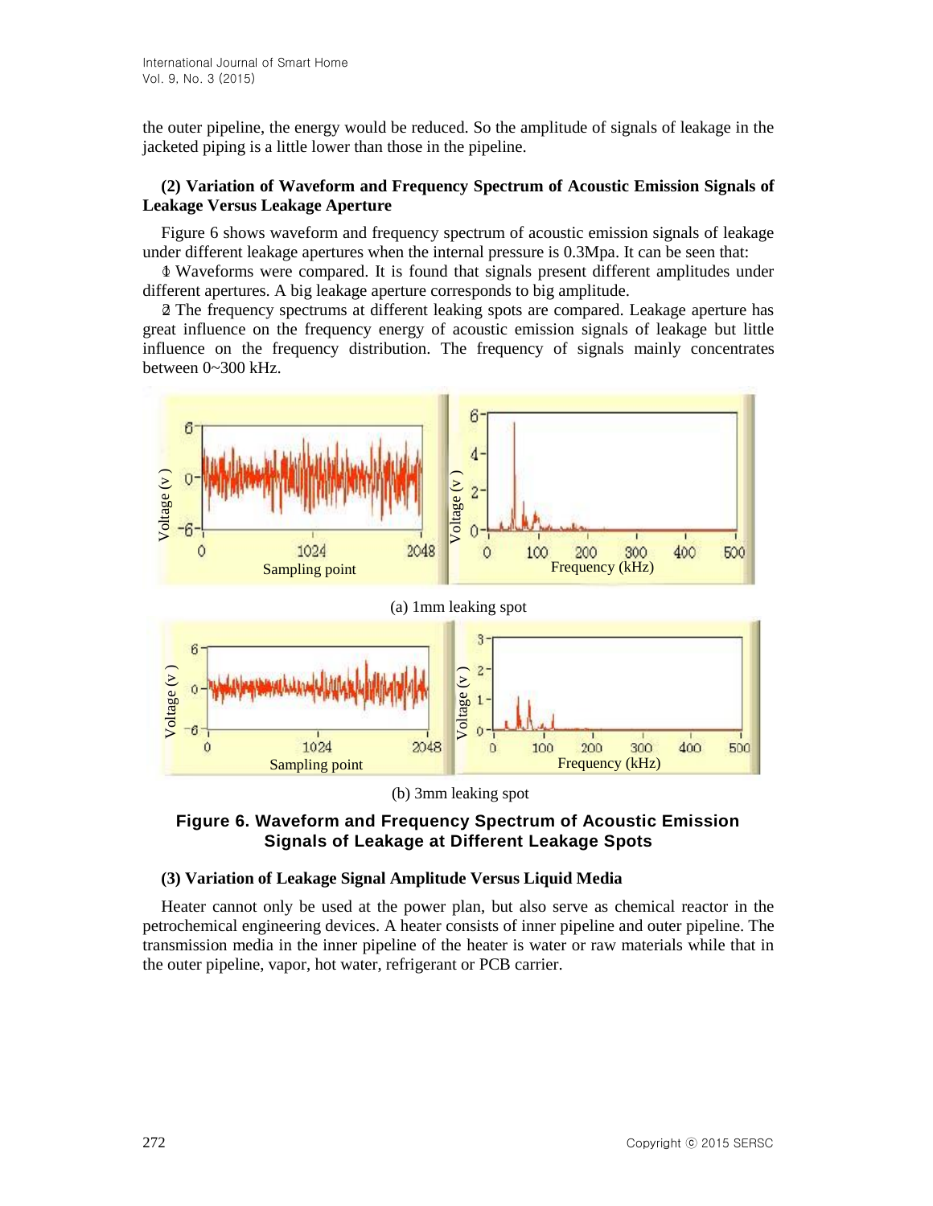the outer pipeline, the energy would be reduced. So the amplitude of signals of leakage in the jacketed piping is a little lower than those in the pipeline.

**(2) Variation of Waveform and Frequency Spectrum of Acoustic Emission Signals of Leakage Versus Leakage Aperture**

Figure 6 shows waveform and frequency spectrum of acoustic emission signals of leakage under different leakage apertures when the internal pressure is 0.3Mpa. It can be seen that:

① Waveforms were compared. It is found that signals present different amplitudes under different apertures. A big leakage aperture corresponds to big amplitude.

② The frequency spectrums at different leaking spots are compared. Leakage aperture has great influence on the frequency energy of acoustic emission signals of leakage but little influence on the frequency distribution. The frequency of signals mainly concentrates between 0~300 kHz.

(a) 1mm leaking spot

(b) 3mm leaking spot

**Figure 6. Waveform and Frequency Spectrum of Acoustic Emission Signals of Leakage at Different Leakage Spots**

**(3) Variation of Leakage Signal Amplitude Versus Liquid Media**

Heater cannot only be used at the power plan, but also serve as chemical reactor in the petrochemical engineering devices. A heater consists of inner pipeline and outer pipeline. The transmission media in the inner pipeline of the heater is water or raw materials while that in the outer pipeline, vapor, hot water, refrigerant or PCB carrier.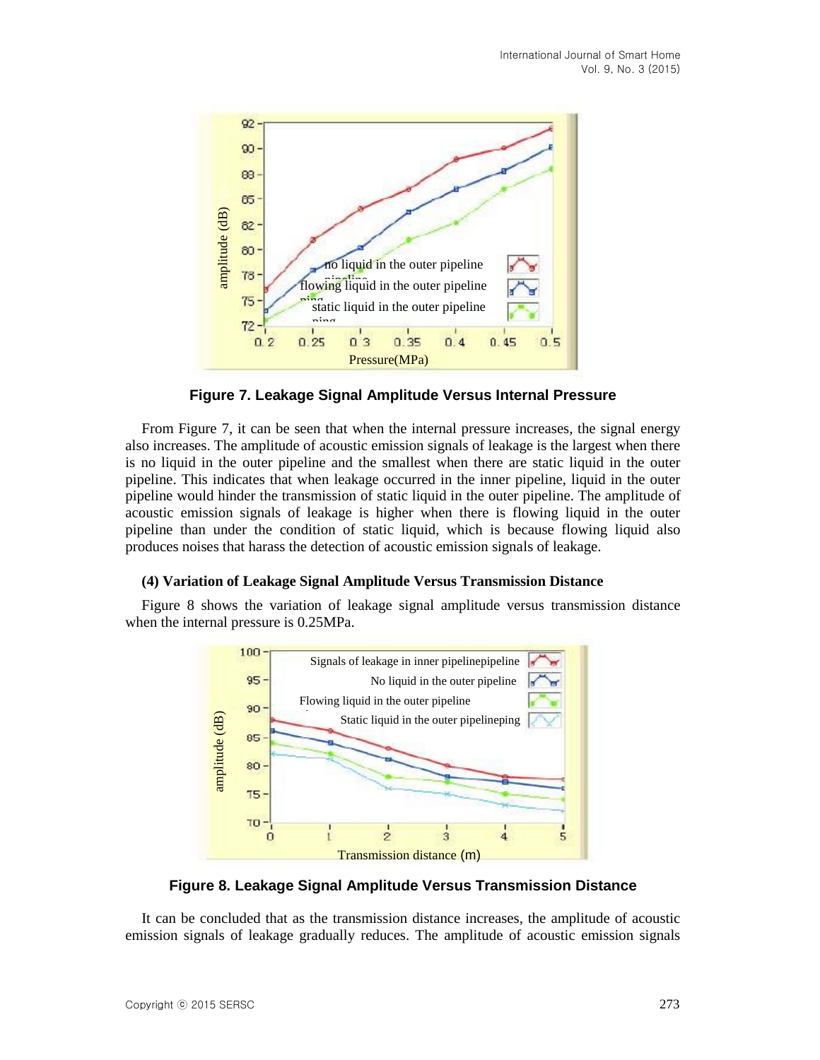Figure 7. Leakage Signal Amplitude Versus Internal Pressure

From Figure 7, it can be seen that when the internal pressure increases, the signal energy also increases. The amplitude of acoustic emission signals of leakage is the largest when there is no liquid in the outer pipeline and the smallest when there are static liquid in the outer pipeline. This indicates that when leakage occurred in the inner pipeline, liquid in the outer pipeline would hinder the transmission of static liquid in the outer pipeline. The amplitude of acoustic emission signals of leakage is higher when there is flowing liquid in the outer pipeline than under the condition of static liquid, which is because flowing liquid also produces noises that harass the detection of acoustic emission signals of leakage.

**(4) Variation of Leakage Signal Amplitude Versus Transmission Distance**

Figure 8 shows the variation of leakage signal amplitude versus transmission distance when the internal pressure is 0.25MPa.

Figure 8. Leakage Signal Amplitude Versus Transmission Distance

It can be concluded that as the transmission distance increases, the amplitude of acoustic emission signals of leakage gradually reduces. The amplitude of acoustic emission signals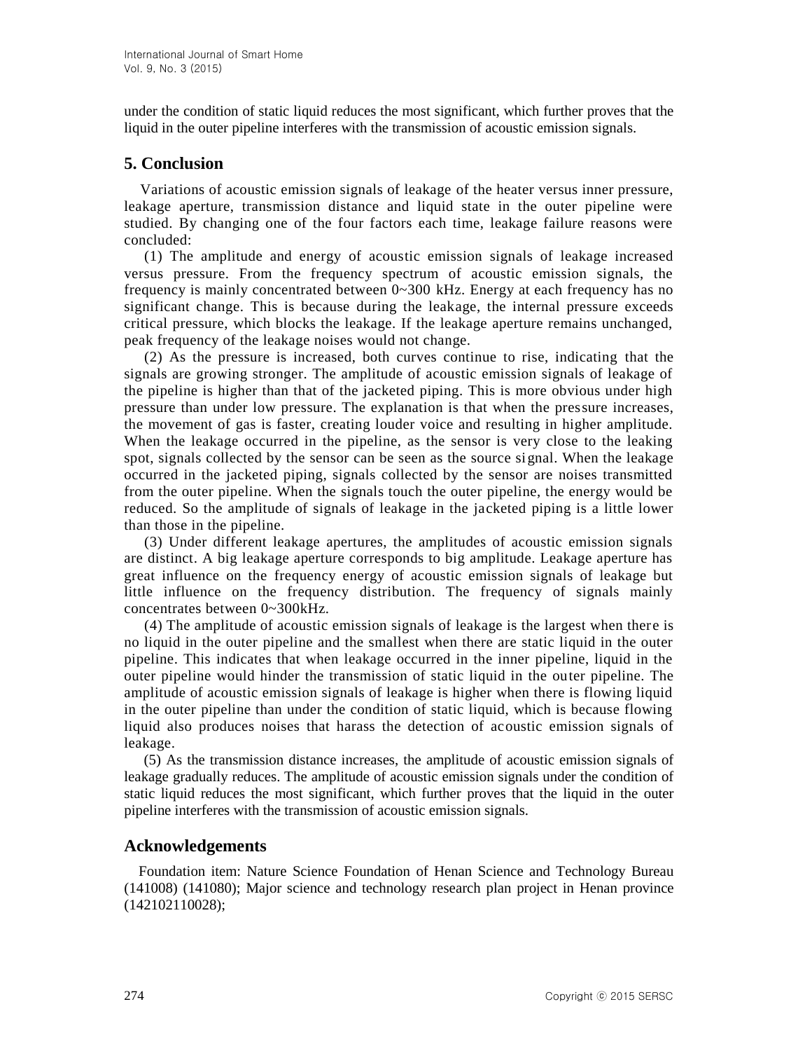under the condition of static liquid reduces the most significant, which further proves that the liquid in the outer pipeline interferes with the transmission of acoustic emission signals.

## 5. Conclusion

Variations of acoustic emission signals of leakage of the heater versus inner pressure, leakage aperture, transmission distance and liquid state in the outer pipeline were studied. By changing one of the four factors each time, leakage failure reasons were concluded:

(1) The amplitude and energy of acoustic emission signals of leakage increased versus pressure. From the frequency spectrum of acoustic emission signals, the frequency is mainly concentrated between 0~300 kHz. Energy at each frequency has no significant change. This is because during the leakage, the internal pressure exceeds critical pressure, which blocks the leakage. If the leakage aperture remains unchanged, peak frequency of the leakage noises would not change.

(2) As the pressure is increased, both curves continue to rise, indicating that the signals are growing stronger. The amplitude of acoustic emission signals of leakage of the pipeline is higher than that of the jacketed piping. This is more obvious under high pressure than under low pressure. The explanation is that when the pressure increases, the movement of gas is faster, creating louder voice and resulting in higher amplitude. When the leakage occurred in the pipeline, as the sensor is very close to the leaking spot, signals collected by the sensor can be seen as the source signal. When the leakage occurred in the jacketed piping, signals collected by the sensor are noises transmitted from the outer pipeline. When the signals touch the outer pipeline, the energy would be reduced. So the amplitude of signals of leakage in the jacketed piping is a little lower than those in the pipeline.

(3) Under different leakage apertures, the amplitudes of acoustic emission signals are distinct. A big leakage aperture corresponds to big amplitude. Leakage aperture has great influence on the frequency energy of acoustic emission signals of leakage but little influence on the frequency distribution. The frequency of signals mainly concentrates between 0~300kHz.

(4) The amplitude of acoustic emission signals of leakage is the largest when there is no liquid in the outer pipeline and the smallest when there are static liquid in the outer pipeline. This indicates that when leakage occurred in the inner pipeline, liquid in the outer pipeline would hinder the transmission of static liquid in the outer pipeline. The amplitude of acoustic emission signals of leakage is higher when there is flowing liquid in the outer pipeline than under the condition of static liquid, which is because flowing liquid also produces noises that harass the detection of acoustic emission signals of leakage.

(5) As the transmission distance increases, the amplitude of acoustic emission signals of leakage gradually reduces. The amplitude of acoustic emission signals under the condition of static liquid reduces the most significant, which further proves that the liquid in the outer pipeline interferes with the transmission of acoustic emission signals.

## Acknowledgements

Foundation item: Nature Science Foundation of Henan Science and Technology Bureau (141008) (141080); Major science and technology research plan project in Henan province (142102110028);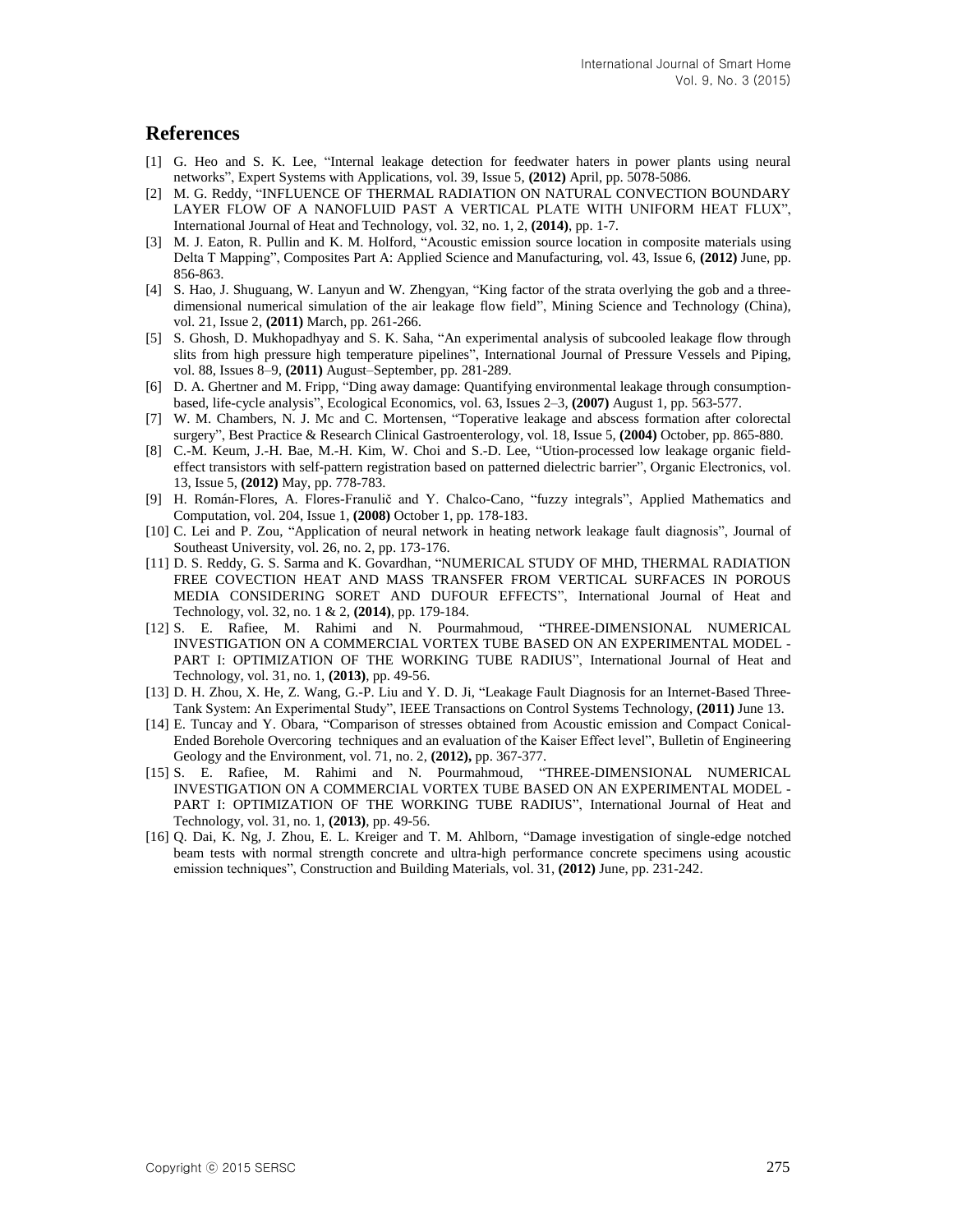## References

[1] G. Heo and S. K. Lee, "Internal leakage detection for feedwater haters in power plants using neural networks", Expert Systems with Applications, vol. 39, Issue 5, **(2012)** April, pp. 5078-5086.

[2] M. G. Reddy, "INFLUENCE OF THERMAL RADIATION ON NATURAL CONVECTION BOUNDARY LAYER FLOW OF A NANOFLUID PAST A VERTICAL PLATE WITH UNIFORM HEAT FLUX", International Journal of Heat and Technology, vol. 32, no. 1, 2, **(2014)**, pp. 1-7.

[3] M. J. Eaton, R. Pullin and K. M. Holford, "Acoustic emission source location in composite materials using Delta T Mapping", Composites Part A: Applied Science and Manufacturing, vol. 43, Issue 6, **(2012)** June, pp. 856-863.

[4] S. Hao, J. Shuguang, W. Lanyun and W. Zhengyan, "King factor of the strata overlying the gob and a three-dimensional numerical simulation of the air leakage flow field", Mining Science and Technology (China), vol. 21, Issue 2, **(2011)** March, pp. 261-266.

[5] S. Ghosh, D. Mukhopadhyay and S. K. Saha, "An experimental analysis of subcooled leakage flow through slits from high pressure high temperature pipelines", International Journal of Pressure Vessels and Piping, vol. 88, Issues 8–9, **(2011)** August–September, pp. 281-289.

[6] D. A. Ghertner and M. Fripp, "Ding away damage: Quantifying environmental leakage through consumption-based, life-cycle analysis", Ecological Economics, vol. 63, Issues 2–3, **(2007)** August 1, pp. 563-577.

[7] W. M. Chambers, N. J. Mc and C. Mortensen, "Toperative leakage and abscess formation after colorectal surgery", Best Practice & Research Clinical Gastroenterology, vol. 18, Issue 5, **(2004)** October, pp. 865-880.

[8] C.-M. Keum, J.-H. Bae, M.-H. Kim, W. Choi and S.-D. Lee, "Ution-processed low leakage organic field-effect transistors with self-pattern registration based on patterned dielectric barrier", Organic Electronics, vol. 13, Issue 5, **(2012)** May, pp. 778-783.

[9] H. Román-Flores, A. Flores-Franulič and Y. Chalco-Cano, "fuzzy integrals", Applied Mathematics and Computation, vol. 204, Issue 1, **(2008)** October 1, pp. 178-183.

[10] C. Lei and P. Zou, "Application of neural network in heating network leakage fault diagnosis", Journal of Southeast University, vol. 26, no. 2, pp. 173-176.

[11] D. S. Reddy, G. S. Sarma and K. Govardhan, "NUMERICAL STUDY OF MHD, THERMAL RADIATION FREE COVECTION HEAT AND MASS TRANSFER FROM VERTICAL SURFACES IN POROUS MEDIA CONSIDERING SORET AND DUFOUR EFFECTS", International Journal of Heat and Technology, vol. 32, no. 1 & 2, **(2014)**, pp. 179-184.

[12] S. E. Rafiee, M. Rahimi and N. Pourmahmoud, "THREE-DIMENSIONAL NUMERICAL INVESTIGATION ON A COMMERCIAL VORTEX TUBE BASED ON AN EXPERIMENTAL MODEL - PART I: OPTIMIZATION OF THE WORKING TUBE RADIUS", International Journal of Heat and Technology, vol. 31, no. 1, **(2013)**, pp. 49-56.

[13] D. H. Zhou, X. He, Z. Wang, G.-P. Liu and Y. D. Ji, "Leakage Fault Diagnosis for an Internet-Based Three-Tank System: An Experimental Study", IEEE Transactions on Control Systems Technology, **(2011)** June 13.

[14] E. Tuncay and Y. Obara, "Comparison of stresses obtained from Acoustic emission and Compact Conical-Ended Borehole Overcoring techniques and an evaluation of the Kaiser Effect level", Bulletin of Engineering Geology and the Environment, vol. 71, no. 2, **(2012),** pp. 367-377.

[15] S. E. Rafiee, M. Rahimi and N. Pourmahmoud, "THREE-DIMENSIONAL NUMERICAL INVESTIGATION ON A COMMERCIAL VORTEX TUBE BASED ON AN EXPERIMENTAL MODEL - PART I: OPTIMIZATION OF THE WORKING TUBE RADIUS", International Journal of Heat and Technology, vol. 31, no. 1, **(2013)**, pp. 49-56.

[16] Q. Dai, K. Ng, J. Zhou, E. L. Kreiger and T. M. Ahlborn, "Damage investigation of single-edge notched beam tests with normal strength concrete and ultra-high performance concrete specimens using acoustic emission techniques", Construction and Building Materials, vol. 31, **(2012)** June, pp. 231-242.